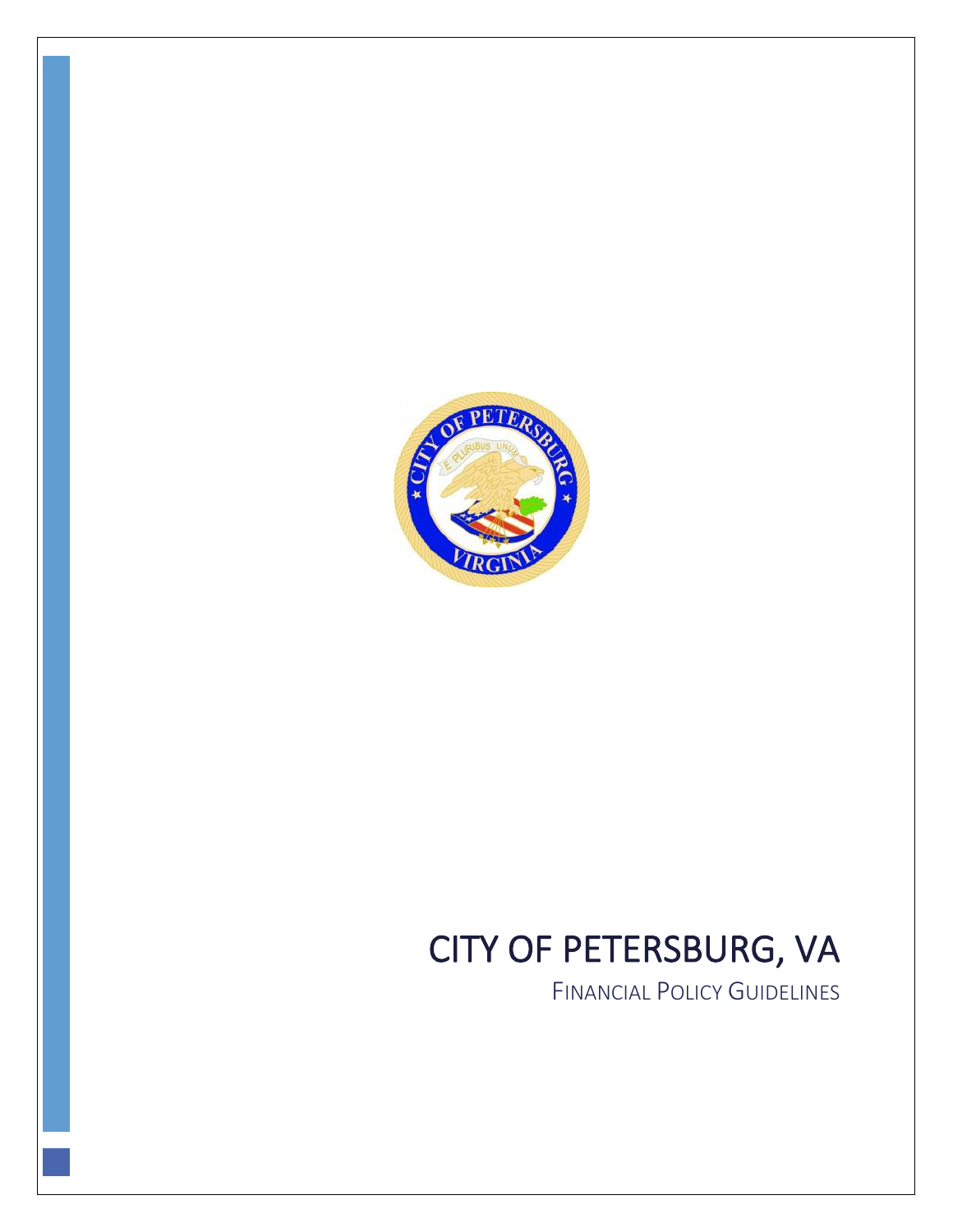# CITY OF PETERSBURG, VA

FINANCIAL POLICY GUIDELINES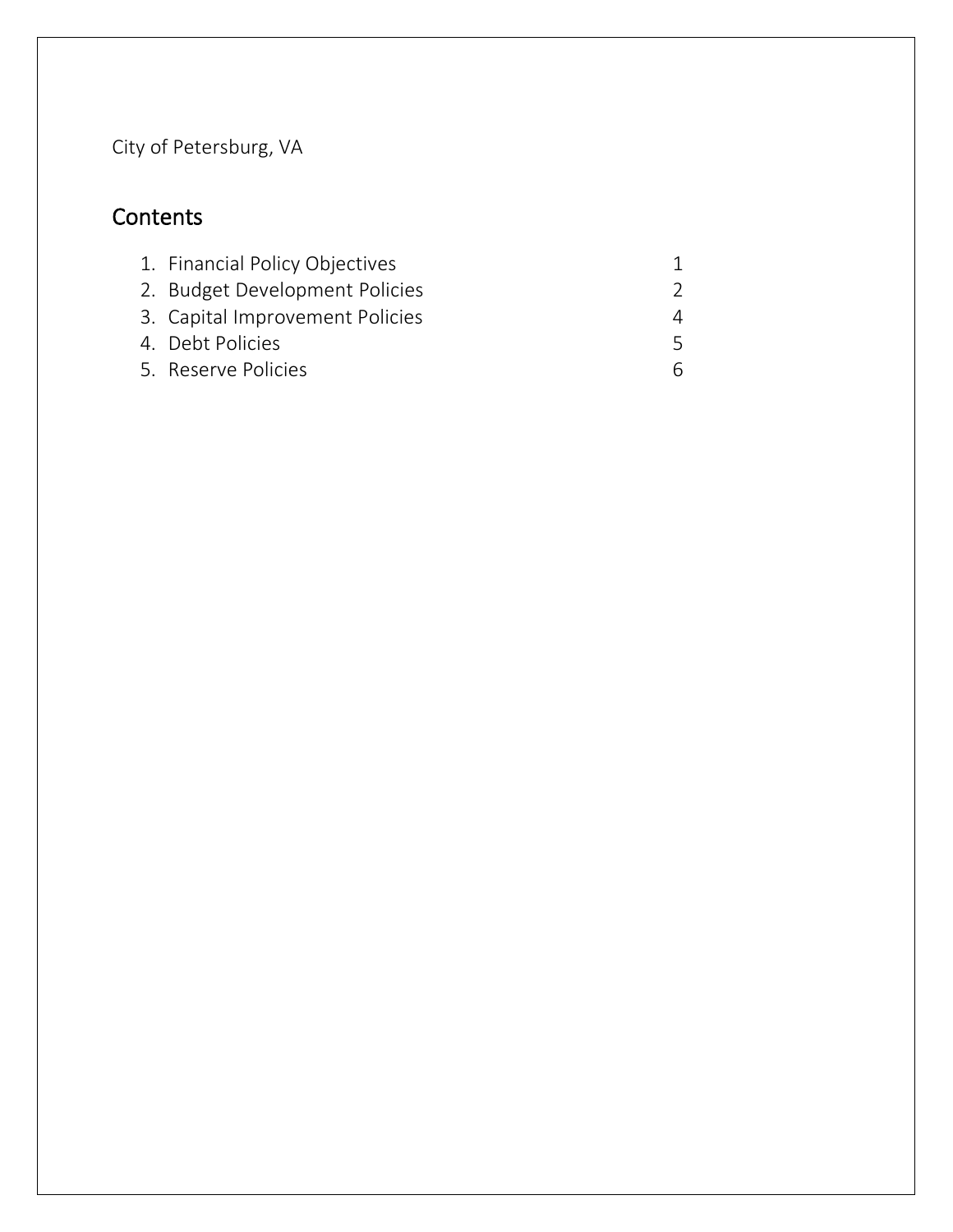City of Petersburg, VA

## Contents

1. Financial Policy Objectives 1
2. Budget Development Policies 2
3. Capital Improvement Policies 4
4. Debt Policies 5
5. Reserve Policies 6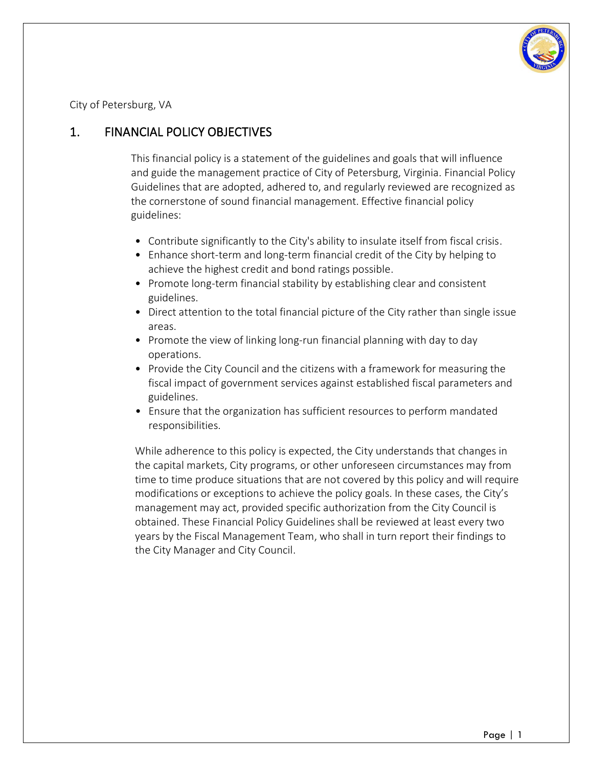City of Petersburg, VA

## 1. FINANCIAL POLICY OBJECTIVES

This financial policy is a statement of the guidelines and goals that will influence and guide the management practice of City of Petersburg, Virginia. Financial Policy Guidelines that are adopted, adhered to, and regularly reviewed are recognized as the cornerstone of sound financial management. Effective financial policy guidelines:

- Contribute significantly to the City's ability to insulate itself from fiscal crisis.
- Enhance short-term and long-term financial credit of the City by helping to achieve the highest credit and bond ratings possible.
- Promote long-term financial stability by establishing clear and consistent guidelines.
- Direct attention to the total financial picture of the City rather than single issue areas.
- Promote the view of linking long-run financial planning with day to day operations.
- Provide the City Council and the citizens with a framework for measuring the fiscal impact of government services against established fiscal parameters and guidelines.
- Ensure that the organization has sufficient resources to perform mandated responsibilities.

While adherence to this policy is expected, the City understands that changes in the capital markets, City programs, or other unforeseen circumstances may from time to time produce situations that are not covered by this policy and will require modifications or exceptions to achieve the policy goals. In these cases, the City's management may act, provided specific authorization from the City Council is obtained. These Financial Policy Guidelines shall be reviewed at least every two years by the Fiscal Management Team, who shall in turn report their findings to the City Manager and City Council.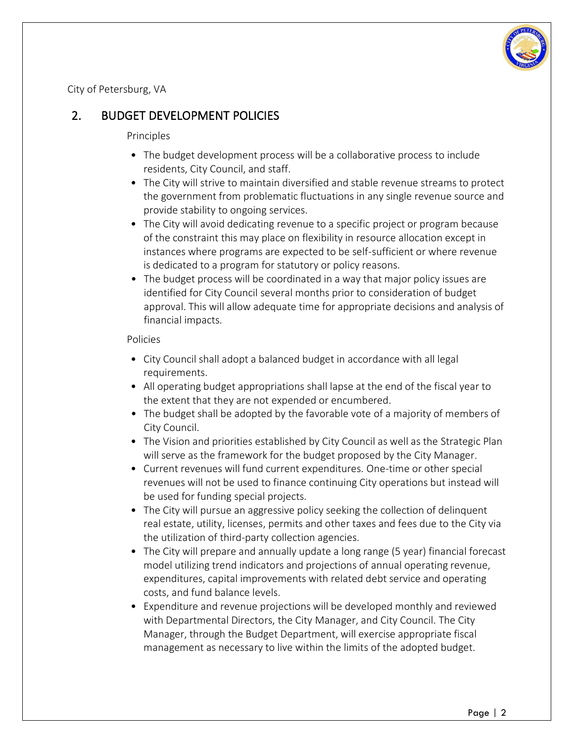City of Petersburg, VA

## 2. BUDGET DEVELOPMENT POLICIES

Principles

- The budget development process will be a collaborative process to include residents, City Council, and staff.
- The City will strive to maintain diversified and stable revenue streams to protect the government from problematic fluctuations in any single revenue source and provide stability to ongoing services.
- The City will avoid dedicating revenue to a specific project or program because of the constraint this may place on flexibility in resource allocation except in instances where programs are expected to be self-sufficient or where revenue is dedicated to a program for statutory or policy reasons.
- The budget process will be coordinated in a way that major policy issues are identified for City Council several months prior to consideration of budget approval. This will allow adequate time for appropriate decisions and analysis of financial impacts.

Policies

- City Council shall adopt a balanced budget in accordance with all legal requirements.
- All operating budget appropriations shall lapse at the end of the fiscal year to the extent that they are not expended or encumbered.
- The budget shall be adopted by the favorable vote of a majority of members of City Council.
- The Vision and priorities established by City Council as well as the Strategic Plan will serve as the framework for the budget proposed by the City Manager.
- Current revenues will fund current expenditures. One-time or other special revenues will not be used to finance continuing City operations but instead will be used for funding special projects.
- The City will pursue an aggressive policy seeking the collection of delinquent real estate, utility, licenses, permits and other taxes and fees due to the City via the utilization of third-party collection agencies.
- The City will prepare and annually update a long range (5 year) financial forecast model utilizing trend indicators and projections of annual operating revenue, expenditures, capital improvements with related debt service and operating costs, and fund balance levels.
- Expenditure and revenue projections will be developed monthly and reviewed with Departmental Directors, the City Manager, and City Council. The City Manager, through the Budget Department, will exercise appropriate fiscal management as necessary to live within the limits of the adopted budget.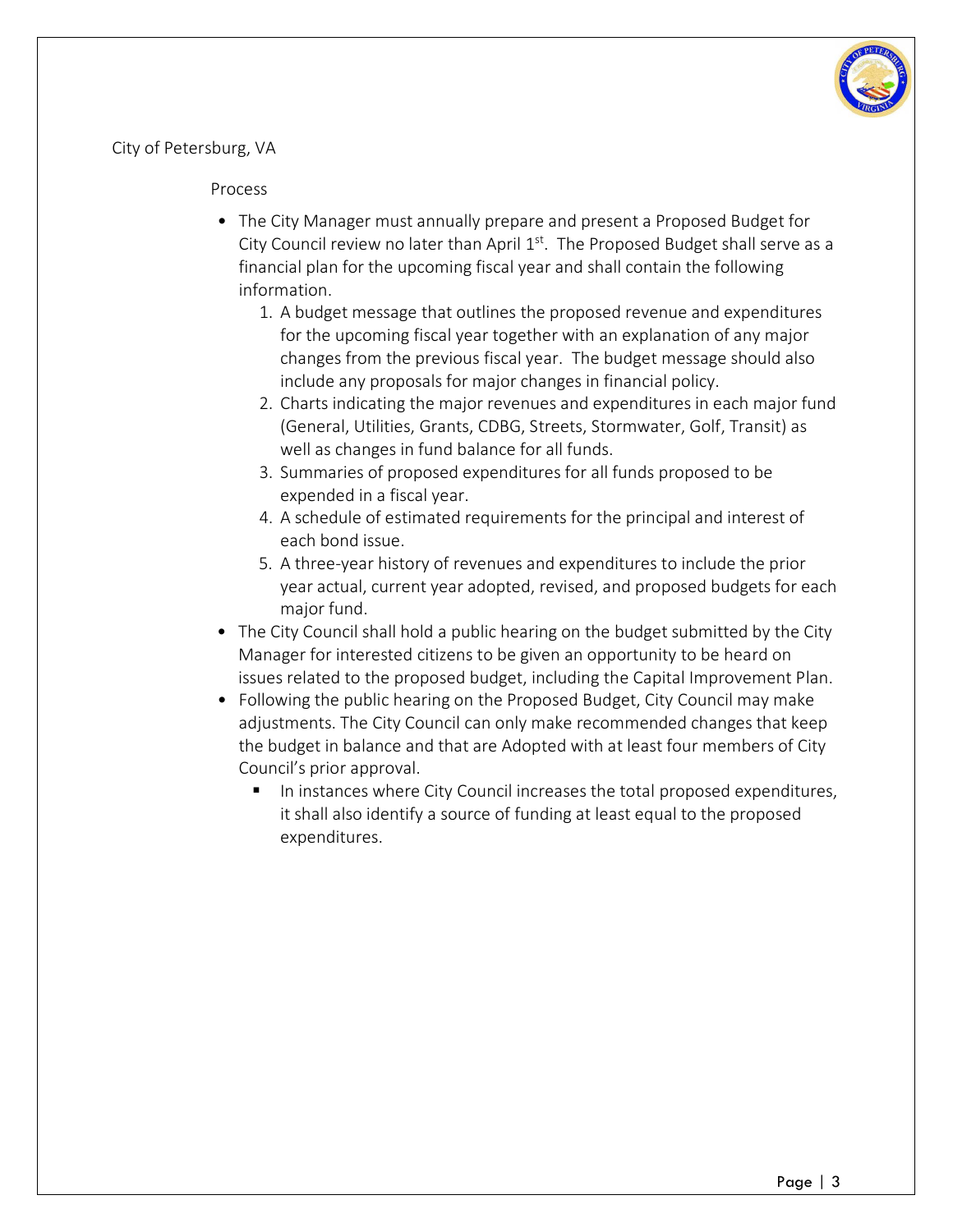City of Petersburg, VA

Process

- The City Manager must annually prepare and present a Proposed Budget for City Council review no later than April 1st. The Proposed Budget shall serve as a financial plan for the upcoming fiscal year and shall contain the following information.
    1. A budget message that outlines the proposed revenue and expenditures for the upcoming fiscal year together with an explanation of any major changes from the previous fiscal year. The budget message should also include any proposals for major changes in financial policy.
    2. Charts indicating the major revenues and expenditures in each major fund (General, Utilities, Grants, CDBG, Streets, Stormwater, Golf, Transit) as well as changes in fund balance for all funds.
    3. Summaries of proposed expenditures for all funds proposed to be expended in a fiscal year.
    4. A schedule of estimated requirements for the principal and interest of each bond issue.
    5. A three-year history of revenues and expenditures to include the prior year actual, current year adopted, revised, and proposed budgets for each major fund.
- The City Council shall hold a public hearing on the budget submitted by the City Manager for interested citizens to be given an opportunity to be heard on issues related to the proposed budget, including the Capital Improvement Plan.
- Following the public hearing on the Proposed Budget, City Council may make adjustments. The City Council can only make recommended changes that keep the budget in balance and that are Adopted with at least four members of City Council's prior approval.
    - In instances where City Council increases the total proposed expenditures, it shall also identify a source of funding at least equal to the proposed expenditures.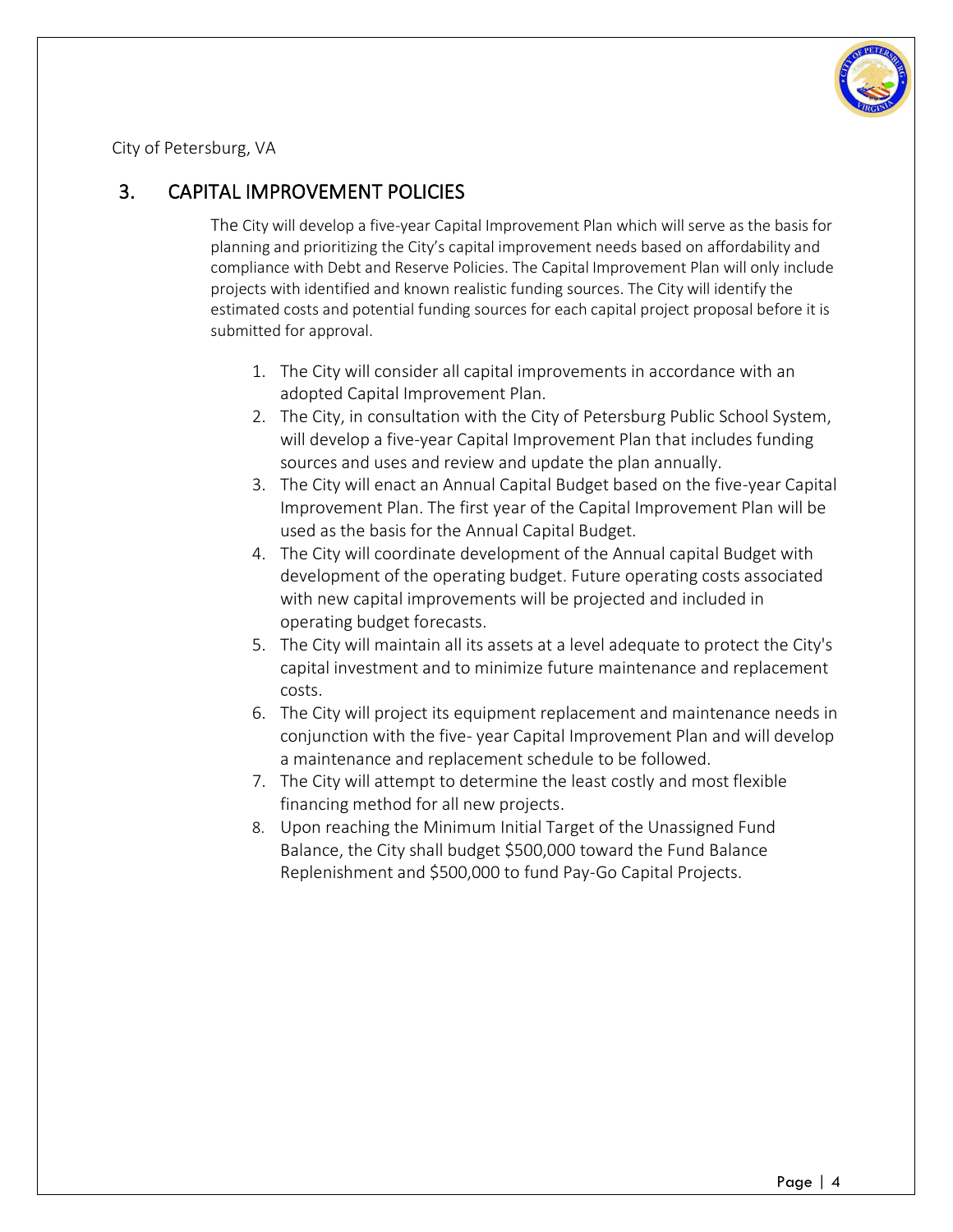## 3. CAPITAL IMPROVEMENT POLICIES

The City will develop a five-year Capital Improvement Plan which will serve as the basis for planning and prioritizing the City's capital improvement needs based on affordability and compliance with Debt and Reserve Policies. The Capital Improvement Plan will only include projects with identified and known realistic funding sources. The City will identify the estimated costs and potential funding sources for each capital project proposal before it is submitted for approval.

1. The City will consider all capital improvements in accordance with an adopted Capital Improvement Plan.
2. The City, in consultation with the City of Petersburg Public School System, will develop a five-year Capital Improvement Plan that includes funding sources and uses and review and update the plan annually.
3. The City will enact an Annual Capital Budget based on the five-year Capital Improvement Plan. The first year of the Capital Improvement Plan will be used as the basis for the Annual Capital Budget.
4. The City will coordinate development of the Annual capital Budget with development of the operating budget. Future operating costs associated with new capital improvements will be projected and included in operating budget forecasts.
5. The City will maintain all its assets at a level adequate to protect the City's capital investment and to minimize future maintenance and replacement costs.
6. The City will project its equipment replacement and maintenance needs in conjunction with the five- year Capital Improvement Plan and will develop a maintenance and replacement schedule to be followed.
7. The City will attempt to determine the least costly and most flexible financing method for all new projects.
8. Upon reaching the Minimum Initial Target of the Unassigned Fund Balance, the City shall budget $500,000 toward the Fund Balance Replenishment and $500,000 to fund Pay-Go Capital Projects.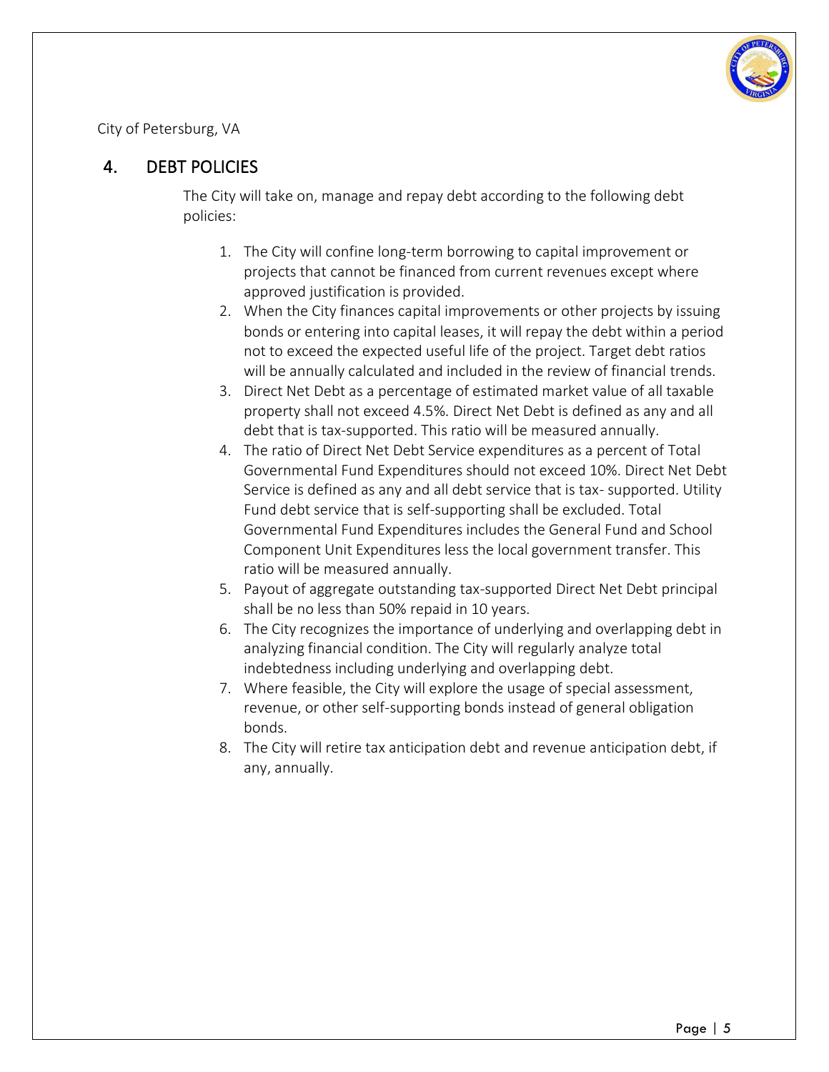City of Petersburg, VA

## 4. DEBT POLICIES

The City will take on, manage and repay debt according to the following debt policies:

1. The City will confine long-term borrowing to capital improvement or projects that cannot be financed from current revenues except where approved justification is provided.
2. When the City finances capital improvements or other projects by issuing bonds or entering into capital leases, it will repay the debt within a period not to exceed the expected useful life of the project. Target debt ratios will be annually calculated and included in the review of financial trends.
3. Direct Net Debt as a percentage of estimated market value of all taxable property shall not exceed 4.5%. Direct Net Debt is defined as any and all debt that is tax-supported. This ratio will be measured annually.
4. The ratio of Direct Net Debt Service expenditures as a percent of Total Governmental Fund Expenditures should not exceed 10%. Direct Net Debt Service is defined as any and all debt service that is tax- supported. Utility Fund debt service that is self-supporting shall be excluded. Total Governmental Fund Expenditures includes the General Fund and School Component Unit Expenditures less the local government transfer. This ratio will be measured annually.
5. Payout of aggregate outstanding tax-supported Direct Net Debt principal shall be no less than 50% repaid in 10 years.
6. The City recognizes the importance of underlying and overlapping debt in analyzing financial condition. The City will regularly analyze total indebtedness including underlying and overlapping debt.
7. Where feasible, the City will explore the usage of special assessment, revenue, or other self-supporting bonds instead of general obligation bonds.
8. The City will retire tax anticipation debt and revenue anticipation debt, if any, annually.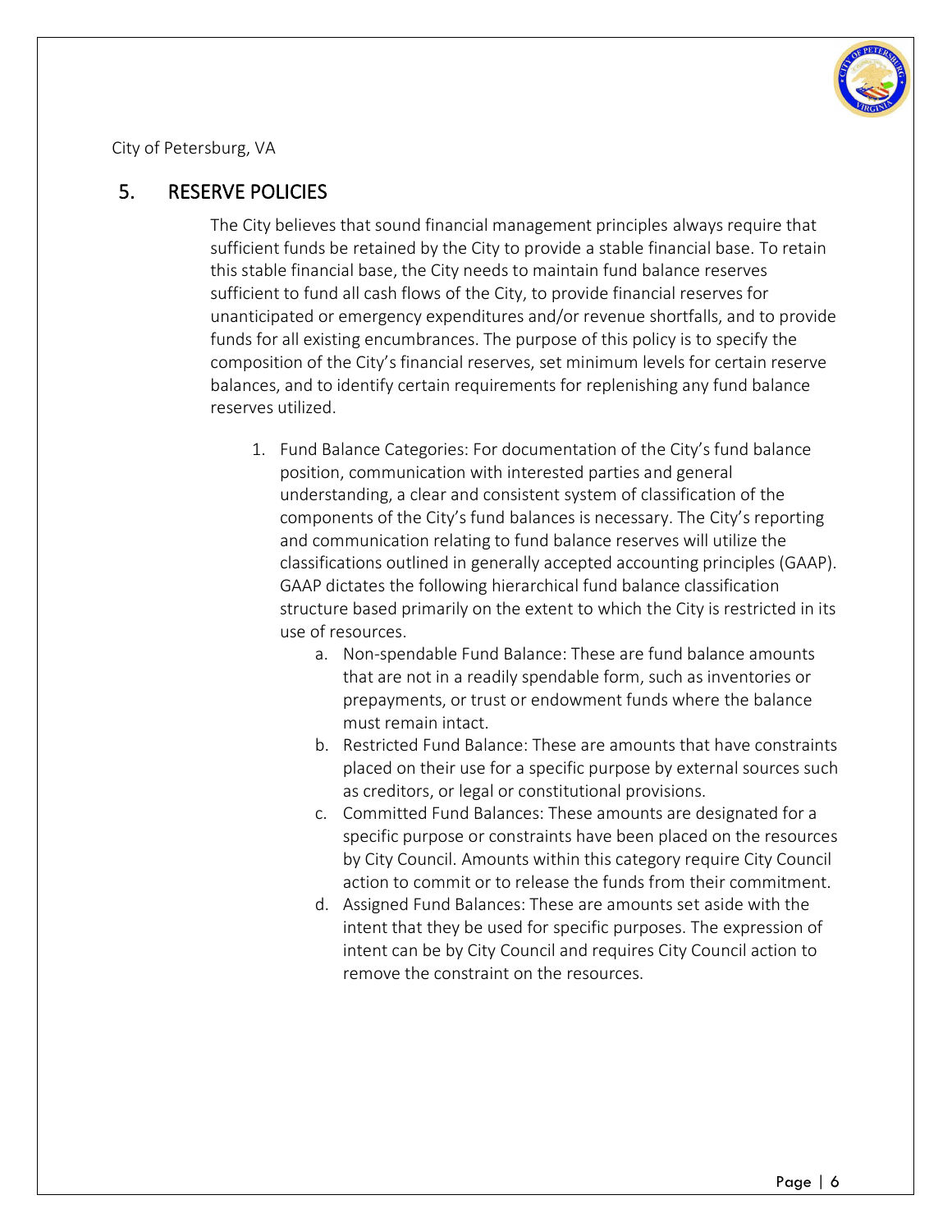## 5. RESERVE POLICIES

The City believes that sound financial management principles always require that sufficient funds be retained by the City to provide a stable financial base. To retain this stable financial base, the City needs to maintain fund balance reserves sufficient to fund all cash flows of the City, to provide financial reserves for unanticipated or emergency expenditures and/or revenue shortfalls, and to provide funds for all existing encumbrances. The purpose of this policy is to specify the composition of the City's financial reserves, set minimum levels for certain reserve balances, and to identify certain requirements for replenishing any fund balance reserves utilized.

1. Fund Balance Categories: For documentation of the City's fund balance position, communication with interested parties and general understanding, a clear and consistent system of classification of the components of the City's fund balances is necessary. The City's reporting and communication relating to fund balance reserves will utilize the classifications outlined in generally accepted accounting principles (GAAP). GAAP dictates the following hierarchical fund balance classification structure based primarily on the extent to which the City is restricted in its use of resources.
    a. Non-spendable Fund Balance: These are fund balance amounts that are not in a readily spendable form, such as inventories or prepayments, or trust or endowment funds where the balance must remain intact.
    b. Restricted Fund Balance: These are amounts that have constraints placed on their use for a specific purpose by external sources such as creditors, or legal or constitutional provisions.
    c. Committed Fund Balances: These amounts are designated for a specific purpose or constraints have been placed on the resources by City Council. Amounts within this category require City Council action to commit or to release the funds from their commitment.
    d. Assigned Fund Balances: These are amounts set aside with the intent that they be used for specific purposes. The expression of intent can be by City Council and requires City Council action to remove the constraint on the resources.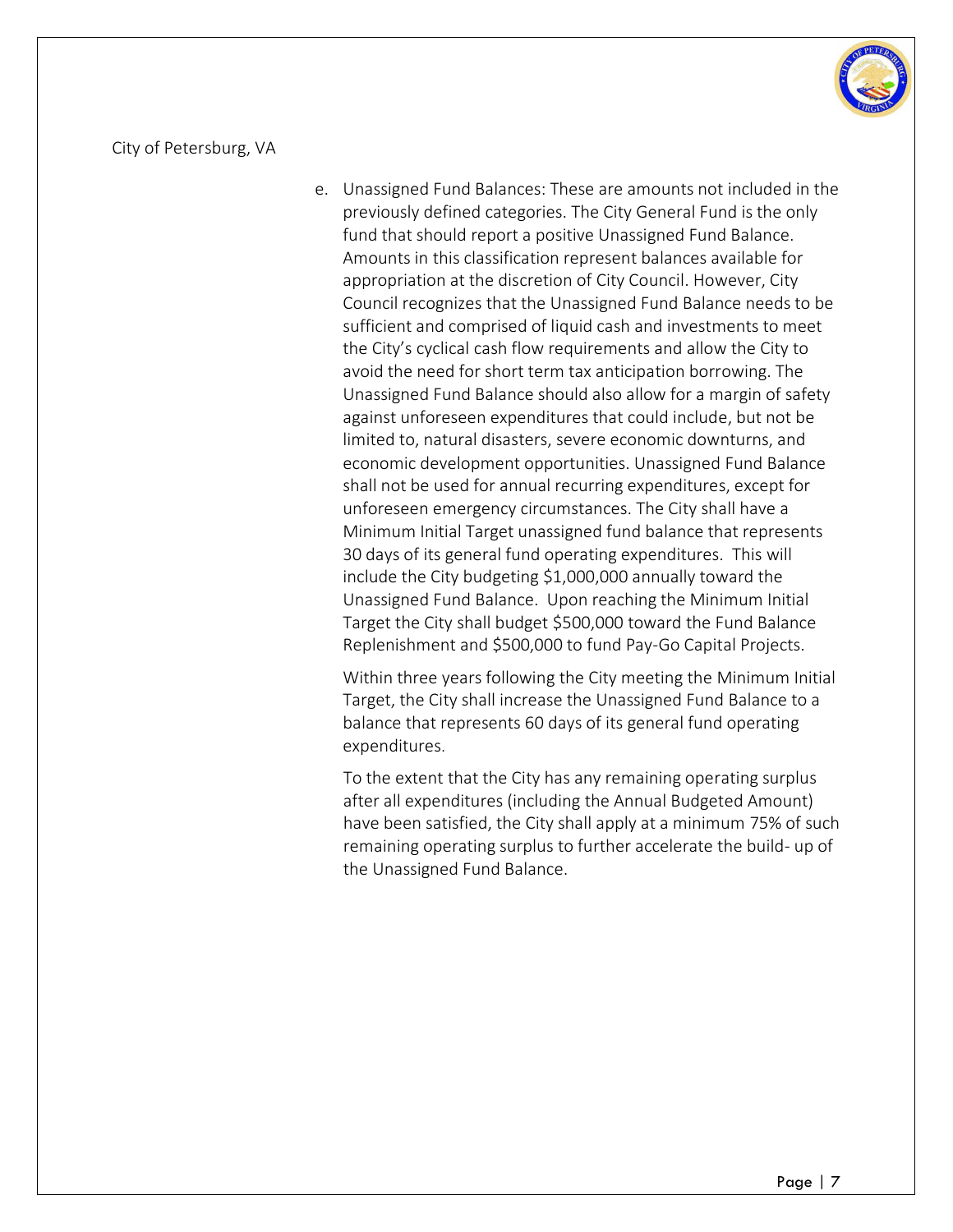e. Unassigned Fund Balances: These are amounts not included in the previously defined categories. The City General Fund is the only fund that should report a positive Unassigned Fund Balance. Amounts in this classification represent balances available for appropriation at the discretion of City Council. However, City Council recognizes that the Unassigned Fund Balance needs to be sufficient and comprised of liquid cash and investments to meet the City's cyclical cash flow requirements and allow the City to avoid the need for short term tax anticipation borrowing. The Unassigned Fund Balance should also allow for a margin of safety against unforeseen expenditures that could include, but not be limited to, natural disasters, severe economic downturns, and economic development opportunities. Unassigned Fund Balance shall not be used for annual recurring expenditures, except for unforeseen emergency circumstances. The City shall have a Minimum Initial Target unassigned fund balance that represents 30 days of its general fund operating expenditures. This will include the City budgeting $1,000,000 annually toward the Unassigned Fund Balance. Upon reaching the Minimum Initial Target the City shall budget $500,000 toward the Fund Balance Replenishment and $500,000 to fund Pay-Go Capital Projects.

   Within three years following the City meeting the Minimum Initial Target, the City shall increase the Unassigned Fund Balance to a balance that represents 60 days of its general fund operating expenditures.

   To the extent that the City has any remaining operating surplus after all expenditures (including the Annual Budgeted Amount) have been satisfied, the City shall apply at a minimum 75% of such remaining operating surplus to further accelerate the build- up of the Unassigned Fund Balance.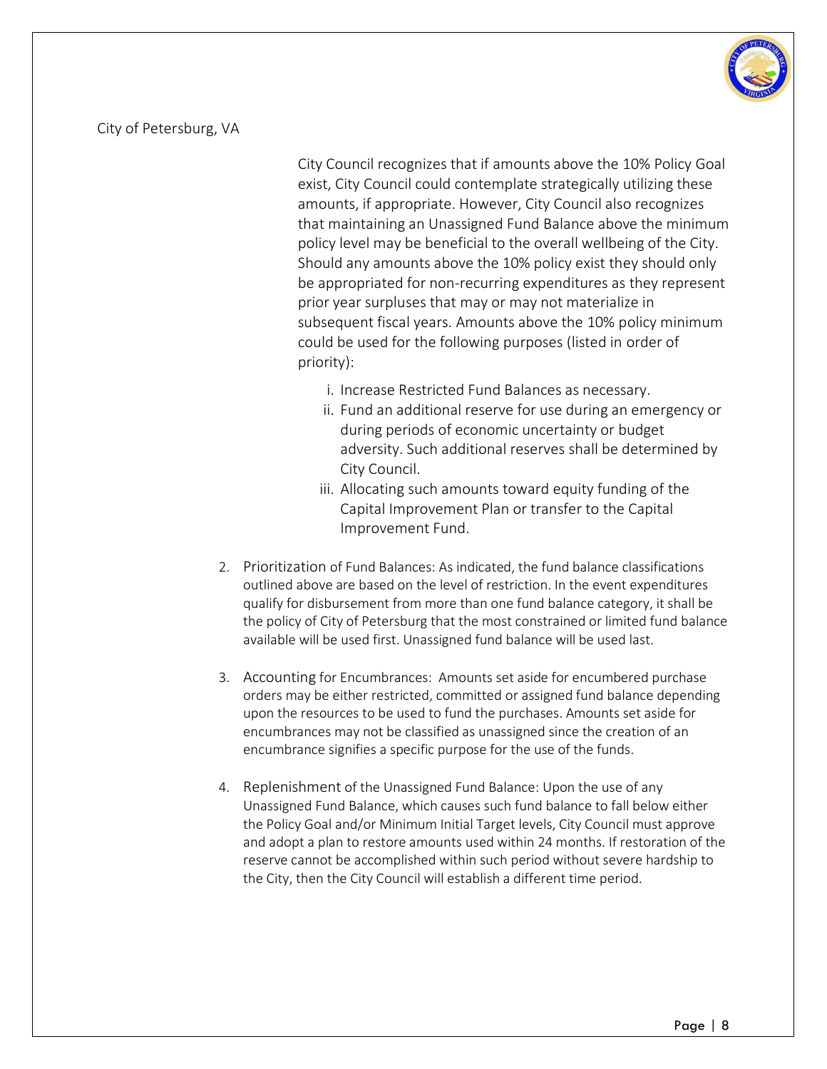City Council recognizes that if amounts above the 10% Policy Goal exist, City Council could contemplate strategically utilizing these amounts, if appropriate. However, City Council also recognizes that maintaining an Unassigned Fund Balance above the minimum policy level may be beneficial to the overall wellbeing of the City. Should any amounts above the 10% policy exist they should only be appropriated for non-recurring expenditures as they represent prior year surpluses that may or may not materialize in subsequent fiscal years. Amounts above the 10% policy minimum could be used for the following purposes (listed in order of priority):

i. Increase Restricted Fund Balances as necessary.
ii. Fund an additional reserve for use during an emergency or during periods of economic uncertainty or budget adversity. Such additional reserves shall be determined by City Council.
iii. Allocating such amounts toward equity funding of the Capital Improvement Plan or transfer to the Capital Improvement Fund.

2. Prioritization of Fund Balances: As indicated, the fund balance classifications outlined above are based on the level of restriction. In the event expenditures qualify for disbursement from more than one fund balance category, it shall be the policy of City of Petersburg that the most constrained or limited fund balance available will be used first. Unassigned fund balance will be used last.

3. Accounting for Encumbrances: Amounts set aside for encumbered purchase orders may be either restricted, committed or assigned fund balance depending upon the resources to be used to fund the purchases. Amounts set aside for encumbrances may not be classified as unassigned since the creation of an encumbrance signifies a specific purpose for the use of the funds.

4. Replenishment of the Unassigned Fund Balance: Upon the use of any Unassigned Fund Balance, which causes such fund balance to fall below either the Policy Goal and/or Minimum Initial Target levels, City Council must approve and adopt a plan to restore amounts used within 24 months. If restoration of the reserve cannot be accomplished within such period without severe hardship to the City, then the City Council will establish a different time period.